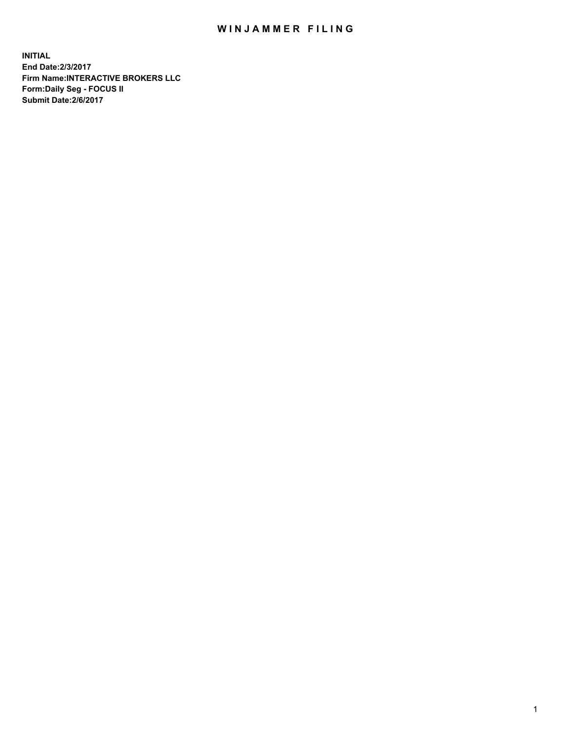# WINJAMMER FILING

**INITIAL**
**End Date:2/3/2017**
**Firm Name:INTERACTIVE BROKERS LLC**
**Form:Daily Seg - FOCUS II**
**Submit Date:2/6/2017**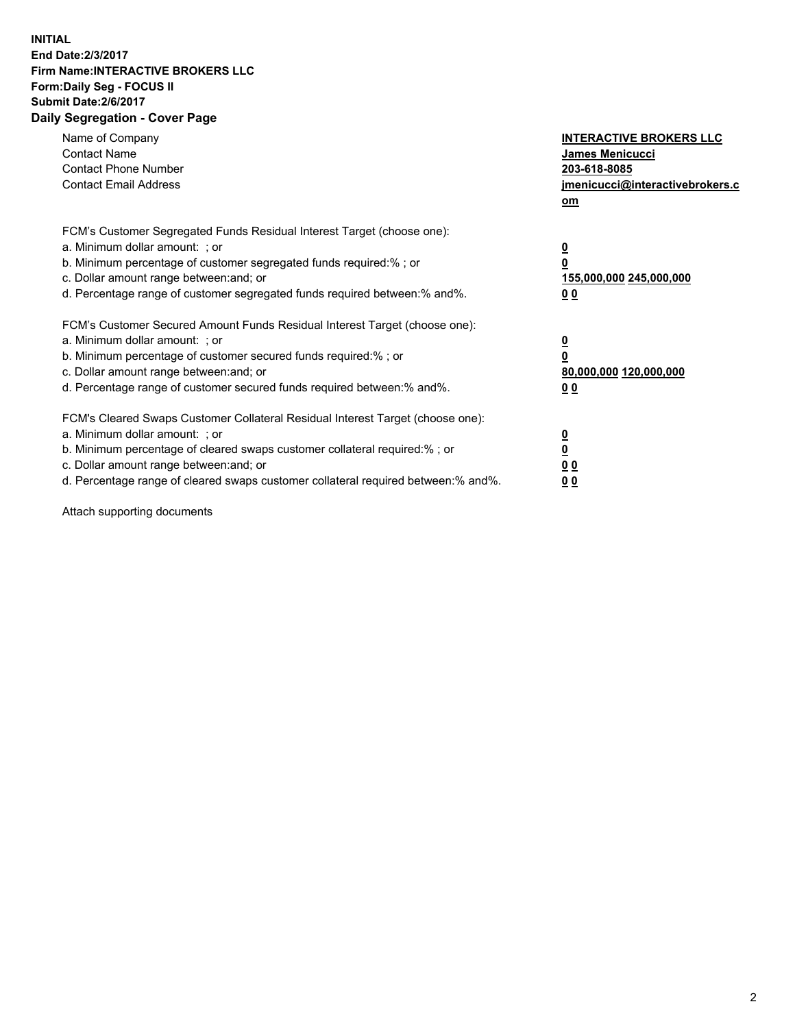**INITIAL**
**End Date:2/3/2017**
**Firm Name:INTERACTIVE BROKERS LLC**
**Form:Daily Seg - FOCUS II**
**Submit Date:2/6/2017**

## Daily Segregation - Cover Page

| | |
|---|---|
| Name of Company | **INTERACTIVE BROKERS LLC** |
| Contact Name | **James Menicucci** |
| Contact Phone Number | **203-618-8085** |
| Contact Email Address | **jmenicucci@interactivebrokers.com** |

FCM's Customer Segregated Funds Residual Interest Target (choose one):

| | |
|---|---|
| a. Minimum dollar amount: ; or | **0** |
| b. Minimum percentage of customer segregated funds required:% ; or | **0** |
| c. Dollar amount range between:and; or | **155,000,000 245,000,000** |
| d. Percentage range of customer segregated funds required between:% and%. | **0 0** |

FCM's Customer Secured Amount Funds Residual Interest Target (choose one):

| | |
|---|---|
| a. Minimum dollar amount: ; or | **0** |
| b. Minimum percentage of customer secured funds required:% ; or | **0** |
| c. Dollar amount range between:and; or | **80,000,000 120,000,000** |
| d. Percentage range of customer secured funds required between:% and%. | **0 0** |

FCM's Cleared Swaps Customer Collateral Residual Interest Target (choose one):

| | |
|---|---|
| a. Minimum dollar amount: ; or | **0** |
| b. Minimum percentage of cleared swaps customer collateral required:% ; or | **0** |
| c. Dollar amount range between:and; or | **0 0** |
| d. Percentage range of cleared swaps customer collateral required between:% and%. | **0 0** |

Attach supporting documents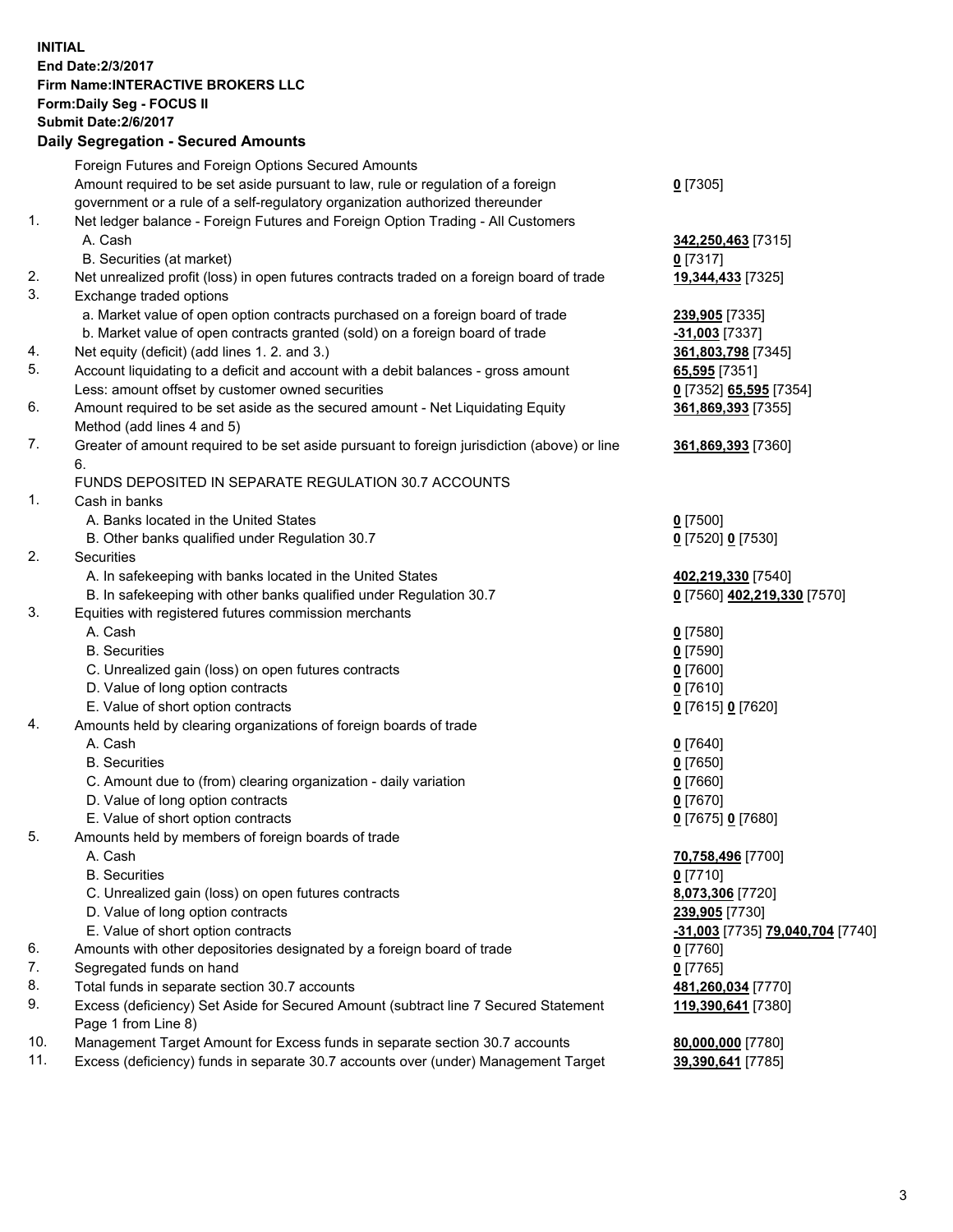**INITIAL**
**End Date:2/3/2017**
**Firm Name:INTERACTIVE BROKERS LLC**
**Form:Daily Seg - FOCUS II**
**Submit Date:2/6/2017**

## Daily Segregation - Secured Amounts

| | | |
|---|---|---|
| | Foreign Futures and Foreign Options Secured Amounts | |
| | Amount required to be set aside pursuant to law, rule or regulation of a foreign government or a rule of a self-regulatory organization authorized thereunder | **0** [7305] |
| 1. | Net ledger balance - Foreign Futures and Foreign Option Trading - All Customers | |
| | A. Cash | **342,250,463** [7315] |
| | B. Securities (at market) | **0** [7317] |
| 2. | Net unrealized profit (loss) in open futures contracts traded on a foreign board of trade | **19,344,433** [7325] |
| 3. | Exchange traded options | |
| | a. Market value of open option contracts purchased on a foreign board of trade | **239,905** [7335] |
| | b. Market value of open contracts granted (sold) on a foreign board of trade | **-31,003** [7337] |
| 4. | Net equity (deficit) (add lines 1. 2. and 3.) | **361,803,798** [7345] |
| 5. | Account liquidating to a deficit and account with a debit balances - gross amount | **65,595** [7351] |
| | Less: amount offset by customer owned securities | **0** [7352] **65,595** [7354] |
| 6. | Amount required to be set aside as the secured amount - Net Liquidating Equity Method (add lines 4 and 5) | **361,869,393** [7355] |
| 7. | Greater of amount required to be set aside pursuant to foreign jurisdiction (above) or line 6. | **361,869,393** [7360] |
| | FUNDS DEPOSITED IN SEPARATE REGULATION 30.7 ACCOUNTS | |
| 1. | Cash in banks | |
| | A. Banks located in the United States | **0** [7500] |
| | B. Other banks qualified under Regulation 30.7 | **0** [7520] **0** [7530] |
| 2. | Securities | |
| | A. In safekeeping with banks located in the United States | **402,219,330** [7540] |
| | B. In safekeeping with other banks qualified under Regulation 30.7 | **0** [7560] **402,219,330** [7570] |
| 3. | Equities with registered futures commission merchants | |
| | A. Cash | **0** [7580] |
| | B. Securities | **0** [7590] |
| | C. Unrealized gain (loss) on open futures contracts | **0** [7600] |
| | D. Value of long option contracts | **0** [7610] |
| | E. Value of short option contracts | **0** [7615] **0** [7620] |
| 4. | Amounts held by clearing organizations of foreign boards of trade | |
| | A. Cash | **0** [7640] |
| | B. Securities | **0** [7650] |
| | C. Amount due to (from) clearing organization - daily variation | **0** [7660] |
| | D. Value of long option contracts | **0** [7670] |
| | E. Value of short option contracts | **0** [7675] **0** [7680] |
| 5. | Amounts held by members of foreign boards of trade | |
| | A. Cash | **70,758,496** [7700] |
| | B. Securities | **0** [7710] |
| | C. Unrealized gain (loss) on open futures contracts | **8,073,306** [7720] |
| | D. Value of long option contracts | **239,905** [7730] |
| | E. Value of short option contracts | **-31,003** [7735] **79,040,704** [7740] |
| 6. | Amounts with other depositories designated by a foreign board of trade | **0** [7760] |
| 7. | Segregated funds on hand | **0** [7765] |
| 8. | Total funds in separate section 30.7 accounts | **481,260,034** [7770] |
| 9. | Excess (deficiency) Set Aside for Secured Amount (subtract line 7 Secured Statement Page 1 from Line 8) | **119,390,641** [7380] |
| 10. | Management Target Amount for Excess funds in separate section 30.7 accounts | **80,000,000** [7780] |
| 11. | Excess (deficiency) funds in separate 30.7 accounts over (under) Management Target | **39,390,641** [7785] |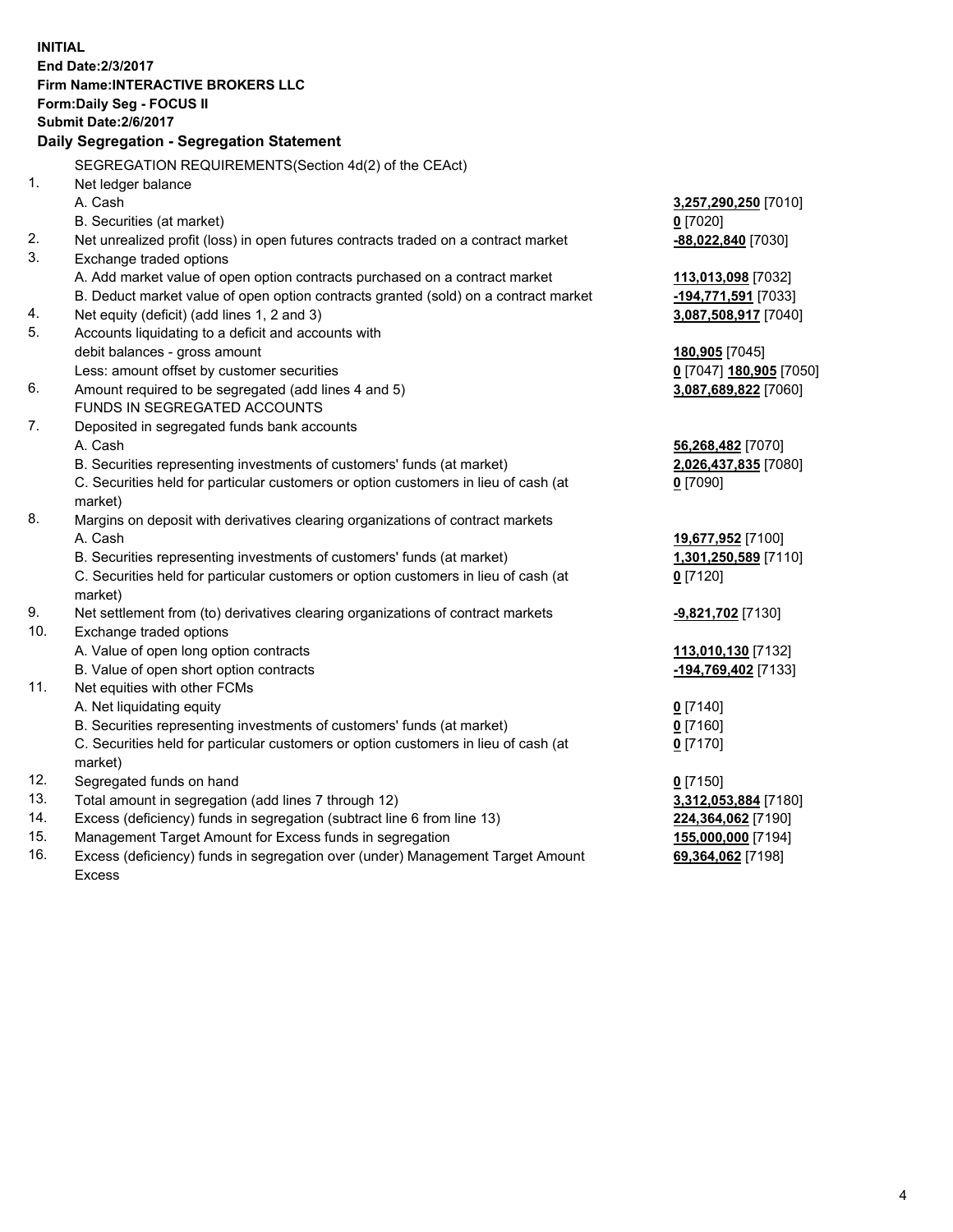**INITIAL**
**End Date:2/3/2017**
**Firm Name:INTERACTIVE BROKERS LLC**
**Form:Daily Seg - FOCUS II**
**Submit Date:2/6/2017**
**Daily Segregation - Segregation Statement**

SEGREGATION REQUIREMENTS(Section 4d(2) of the CEAct)

| | | |
|---|---|---|
| 1. | Net ledger balance | |
| | A. Cash | **3,257,290,250** [7010] |
| | B. Securities (at market) | **0** [7020] |
| 2. | Net unrealized profit (loss) in open futures contracts traded on a contract market | **-88,022,840** [7030] |
| 3. | Exchange traded options | |
| | A. Add market value of open option contracts purchased on a contract market | **113,013,098** [7032] |
| | B. Deduct market value of open option contracts granted (sold) on a contract market | **-194,771,591** [7033] |
| 4. | Net equity (deficit) (add lines 1, 2 and 3) | **3,087,508,917** [7040] |
| 5. | Accounts liquidating to a deficit and accounts with | |
| | debit balances - gross amount | **180,905** [7045] |
| | Less: amount offset by customer securities | **0** [7047] **180,905** [7050] |
| 6. | Amount required to be segregated (add lines 4 and 5) | **3,087,689,822** [7060] |
| | FUNDS IN SEGREGATED ACCOUNTS | |
| 7. | Deposited in segregated funds bank accounts | |
| | A. Cash | **56,268,482** [7070] |
| | B. Securities representing investments of customers' funds (at market) | **2,026,437,835** [7080] |
| | C. Securities held for particular customers or option customers in lieu of cash (at market) | **0** [7090] |
| 8. | Margins on deposit with derivatives clearing organizations of contract markets | |
| | A. Cash | **19,677,952** [7100] |
| | B. Securities representing investments of customers' funds (at market) | **1,301,250,589** [7110] |
| | C. Securities held for particular customers or option customers in lieu of cash (at market) | **0** [7120] |
| 9. | Net settlement from (to) derivatives clearing organizations of contract markets | **-9,821,702** [7130] |
| 10. | Exchange traded options | |
| | A. Value of open long option contracts | **113,010,130** [7132] |
| | B. Value of open short option contracts | **-194,769,402** [7133] |
| 11. | Net equities with other FCMs | |
| | A. Net liquidating equity | **0** [7140] |
| | B. Securities representing investments of customers' funds (at market) | **0** [7160] |
| | C. Securities held for particular customers or option customers in lieu of cash (at market) | **0** [7170] |
| 12. | Segregated funds on hand | **0** [7150] |
| 13. | Total amount in segregation (add lines 7 through 12) | **3,312,053,884** [7180] |
| 14. | Excess (deficiency) funds in segregation (subtract line 6 from line 13) | **224,364,062** [7190] |
| 15. | Management Target Amount for Excess funds in segregation | **155,000,000** [7194] |
| 16. | Excess (deficiency) funds in segregation over (under) Management Target Amount Excess | **69,364,062** [7198] |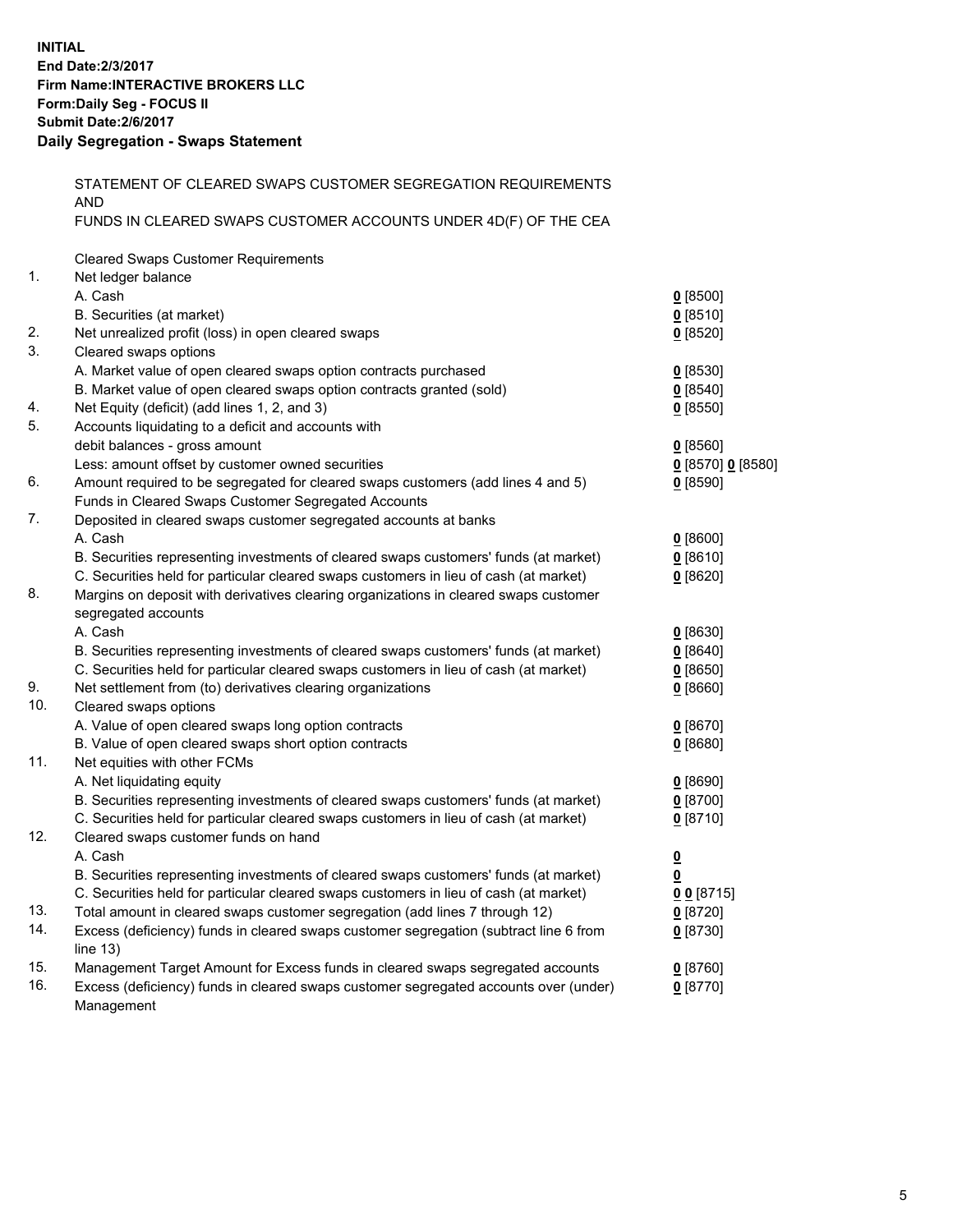**INITIAL**
**End Date:2/3/2017**
**Firm Name:INTERACTIVE BROKERS LLC**
**Form:Daily Seg - FOCUS II**
**Submit Date:2/6/2017**
**Daily Segregation - Swaps Statement**

STATEMENT OF CLEARED SWAPS CUSTOMER SEGREGATION REQUIREMENTS AND FUNDS IN CLEARED SWAPS CUSTOMER ACCOUNTS UNDER 4D(F) OF THE CEA

| | | |
|---|---|---|
| | Cleared Swaps Customer Requirements | |
| 1. | Net ledger balance | |
| | A. Cash | 0 [8500] |
| | B. Securities (at market) | 0 [8510] |
| 2. | Net unrealized profit (loss) in open cleared swaps | 0 [8520] |
| 3. | Cleared swaps options | |
| | A. Market value of open cleared swaps option contracts purchased | 0 [8530] |
| | B. Market value of open cleared swaps option contracts granted (sold) | 0 [8540] |
| 4. | Net Equity (deficit) (add lines 1, 2, and 3) | 0 [8550] |
| 5. | Accounts liquidating to a deficit and accounts with debit balances - gross amount | 0 [8560] |
| | Less: amount offset by customer owned securities | 0 [8570] 0 [8580] |
| 6. | Amount required to be segregated for cleared swaps customers (add lines 4 and 5) | 0 [8590] |
| | Funds in Cleared Swaps Customer Segregated Accounts | |
| 7. | Deposited in cleared swaps customer segregated accounts at banks | |
| | A. Cash | 0 [8600] |
| | B. Securities representing investments of cleared swaps customers' funds (at market) | 0 [8610] |
| | C. Securities held for particular cleared swaps customers in lieu of cash (at market) | 0 [8620] |
| 8. | Margins on deposit with derivatives clearing organizations in cleared swaps customer segregated accounts | |
| | A. Cash | 0 [8630] |
| | B. Securities representing investments of cleared swaps customers' funds (at market) | 0 [8640] |
| | C. Securities held for particular cleared swaps customers in lieu of cash (at market) | 0 [8650] |
| 9. | Net settlement from (to) derivatives clearing organizations | 0 [8660] |
| 10. | Cleared swaps options | |
| | A. Value of open cleared swaps long option contracts | 0 [8670] |
| | B. Value of open cleared swaps short option contracts | 0 [8680] |
| 11. | Net equities with other FCMs | |
| | A. Net liquidating equity | 0 [8690] |
| | B. Securities representing investments of cleared swaps customers' funds (at market) | 0 [8700] |
| | C. Securities held for particular cleared swaps customers in lieu of cash (at market) | 0 [8710] |
| 12. | Cleared swaps customer funds on hand | |
| | A. Cash | 0 |
| | B. Securities representing investments of cleared swaps customers' funds (at market) | 0 |
| | C. Securities held for particular cleared swaps customers in lieu of cash (at market) | 0 0 [8715] |
| 13. | Total amount in cleared swaps customer segregation (add lines 7 through 12) | 0 [8720] |
| 14. | Excess (deficiency) funds in cleared swaps customer segregation (subtract line 6 from line 13) | 0 [8730] |
| 15. | Management Target Amount for Excess funds in cleared swaps segregated accounts | 0 [8760] |
| 16. | Excess (deficiency) funds in cleared swaps customer segregated accounts over (under) Management | 0 [8770] |